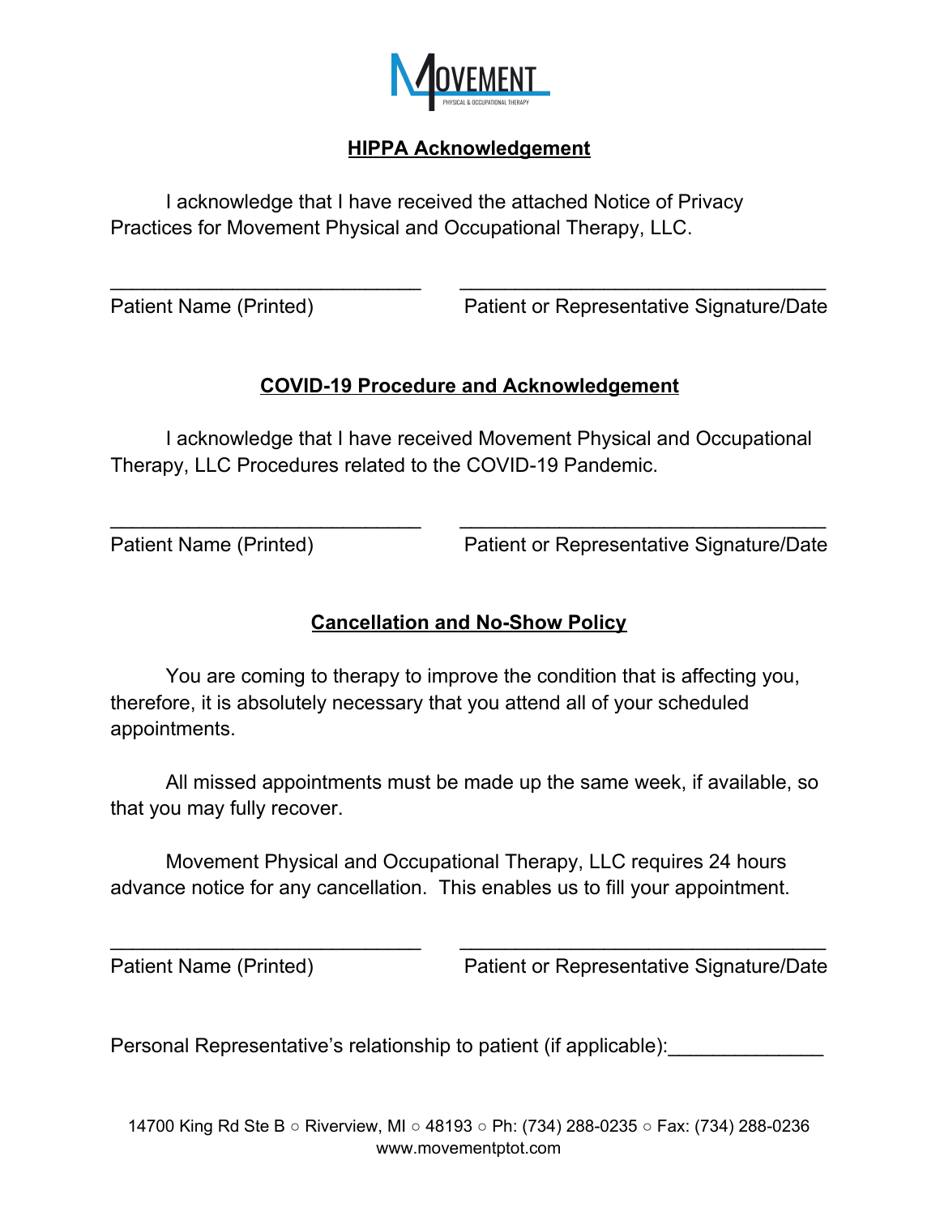**MOVEMENT**
PHYSICAL & OCCUPATIONAL THERAPY

## HIPPA Acknowledgement

I acknowledge that I have received the attached Notice of Privacy Practices for Movement Physical and Occupational Therapy, LLC.

_____________________________ _________________________________
Patient Name (Printed) Patient or Representative Signature/Date

## COVID-19 Procedure and Acknowledgement

I acknowledge that I have received Movement Physical and Occupational Therapy, LLC Procedures related to the COVID-19 Pandemic.

_____________________________ _________________________________
Patient Name (Printed) Patient or Representative Signature/Date

## Cancellation and No-Show Policy

You are coming to therapy to improve the condition that is affecting you, therefore, it is absolutely necessary that you attend all of your scheduled appointments.

All missed appointments must be made up the same week, if available, so that you may fully recover.

Movement Physical and Occupational Therapy, LLC requires 24 hours advance notice for any cancellation. This enables us to fill your appointment.

_____________________________ _________________________________
Patient Name (Printed) Patient or Representative Signature/Date

Personal Representative's relationship to patient (if applicable):______________

14700 King Rd Ste B ○ Riverview, MI ○ 48193 ○ Ph: (734) 288-0235 ○ Fax: (734) 288-0236
www.movementptot.com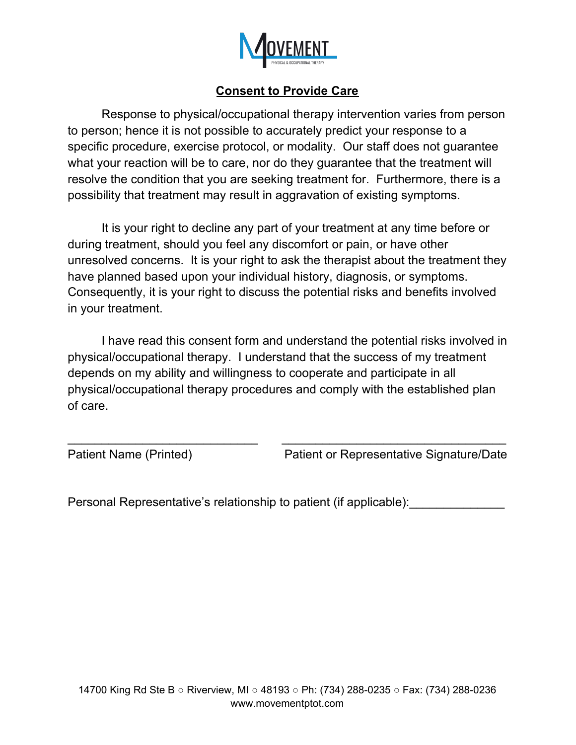MOVEMENT
PHYSICAL & OCCUPATIONAL THERAPY

## Consent to Provide Care

Response to physical/occupational therapy intervention varies from person to person; hence it is not possible to accurately predict your response to a specific procedure, exercise protocol, or modality. Our staff does not guarantee what your reaction will be to care, nor do they guarantee that the treatment will resolve the condition that you are seeking treatment for. Furthermore, there is a possibility that treatment may result in aggravation of existing symptoms.

It is your right to decline any part of your treatment at any time before or during treatment, should you feel any discomfort or pain, or have other unresolved concerns. It is your right to ask the therapist about the treatment they have planned based upon your individual history, diagnosis, or symptoms. Consequently, it is your right to discuss the potential risks and benefits involved in your treatment.

I have read this consent form and understand the potential risks involved in physical/occupational therapy. I understand that the success of my treatment depends on my ability and willingness to cooperate and participate in all physical/occupational therapy procedures and comply with the established plan of care.

\_\_\_\_\_\_\_\_\_\_\_\_\_\_\_\_\_\_\_\_\_\_\_\_\_\_\_\_\_\_ Patient Name (Printed)

\_\_\_\_\_\_\_\_\_\_\_\_\_\_\_\_\_\_\_\_\_\_\_\_\_\_\_\_\_\_\_\_\_\_\_ Patient or Representative Signature/Date

Personal Representative's relationship to patient (if applicable):\_\_\_\_\_\_\_\_\_\_\_\_\_\_

14700 King Rd Ste B ○ Riverview, MI ○ 48193 ○ Ph: (734) 288-0235 ○ Fax: (734) 288-0236
www.movementptot.com